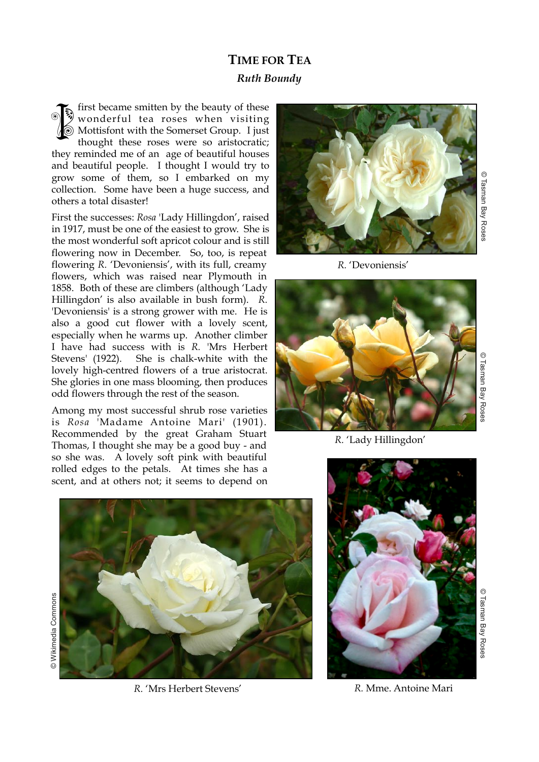## Time for Tea

*Ruth Boundy*

I first became smitten by the beauty of these wonderful tea roses when visiting Mottisfont with the Somerset Group. I just thought these roses were so aristocratic; they reminded me of an age of beautiful houses and beautiful people. I thought I would try to grow some of them, so I embarked on my collection. Some have been a huge success, and others a total disaster!

First the successes: *Rosa* 'Lady Hillingdon', raised in 1917, must be one of the easiest to grow. She is the most wonderful soft apricot colour and is still flowering now in December. So, too, is repeat flowering *R.* 'Devoniensis', with its full, creamy flowers, which was raised near Plymouth in 1858. Both of these are climbers (although 'Lady Hillingdon' is also available in bush form). *R.* 'Devoniensis' is a strong grower with me. He is also a good cut flower with a lovely scent, especially when he warms up. Another climber I have had success with is *R.* 'Mrs Herbert Stevens' (1922). She is chalk-white with the lovely high-centred flowers of a true aristocrat. She glories in one mass blooming, then produces odd flowers through the rest of the season.

Among my most successful shrub rose varieties is *Rosa* 'Madame Antoine Mari' (1901). Recommended by the great Graham Stuart Thomas, I thought she may be a good buy - and so she was. A lovely soft pink with beautiful rolled edges to the petals. At times she has a scent, and at others not; it seems to depend on

© Tasman Bay Roses

*R.* 'Devoniensis'

© Tasman Bay Roses

*R.* 'Lady Hillingdon'

© Wikimedia Commons

*R.* 'Mrs Herbert Stevens'

© Tasman Bay Roses

*R.* Mme. Antoine Mari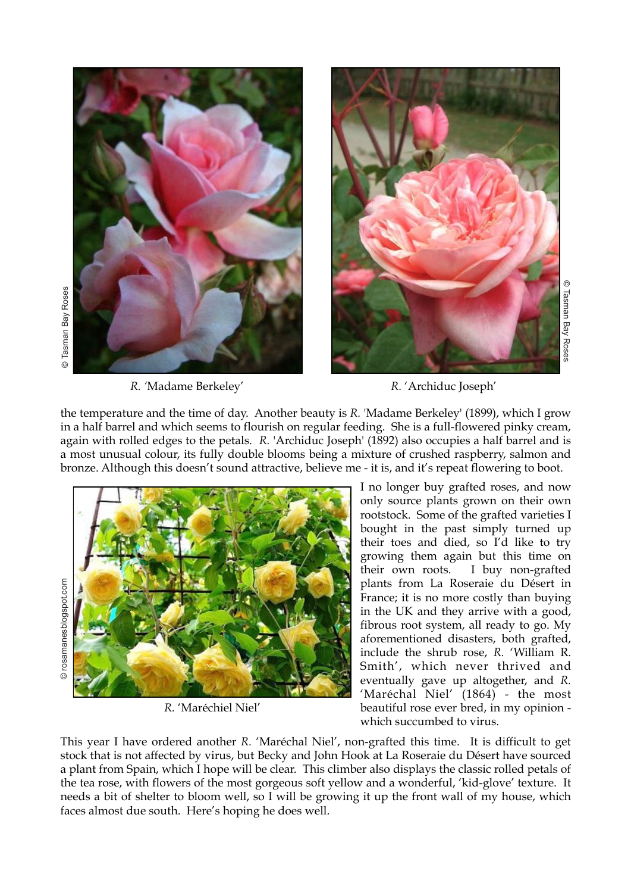*R. '*Madame Berkeley'

*R.* 'Archiduc Joseph'

the temperature and the time of day. Another beauty is *R.* 'Madame Berkeley' (1899), which I grow in a half barrel and which seems to flourish on regular feeding. She is a full-flowered pinky cream, again with rolled edges to the petals. *R.* 'Archiduc Joseph' (1892) also occupies a half barrel and is a most unusual colour, its fully double blooms being a mixture of crushed raspberry, salmon and bronze. Although this doesn't sound attractive, believe me - it is, and it's repeat flowering to boot.

*R.* 'Maréchiel Niel'

I no longer buy grafted roses, and now only source plants grown on their own rootstock. Some of the grafted varieties I bought in the past simply turned up their toes and died, so I'd like to try growing them again but this time on their own roots. I buy non-grafted plants from La Roseraie du Désert in France; it is no more costly than buying in the UK and they arrive with a good, fibrous root system, all ready to go. My aforementioned disasters, both grafted, include the shrub rose, *R.* 'William R. Smith', which never thrived and eventually gave up altogether, and *R.* 'Maréchal Niel' (1864) - the most beautiful rose ever bred, in my opinion - which succumbed to virus.

This year I have ordered another *R.* 'Maréchal Niel', non-grafted this time. It is difficult to get stock that is not affected by virus, but Becky and John Hook at La Roseraie du Désert have sourced a plant from Spain, which I hope will be clear. This climber also displays the classic rolled petals of the tea rose, with flowers of the most gorgeous soft yellow and a wonderful, 'kid-glove' texture. It needs a bit of shelter to bloom well, so I will be growing it up the front wall of my house, which faces almost due south. Here's hoping he does well.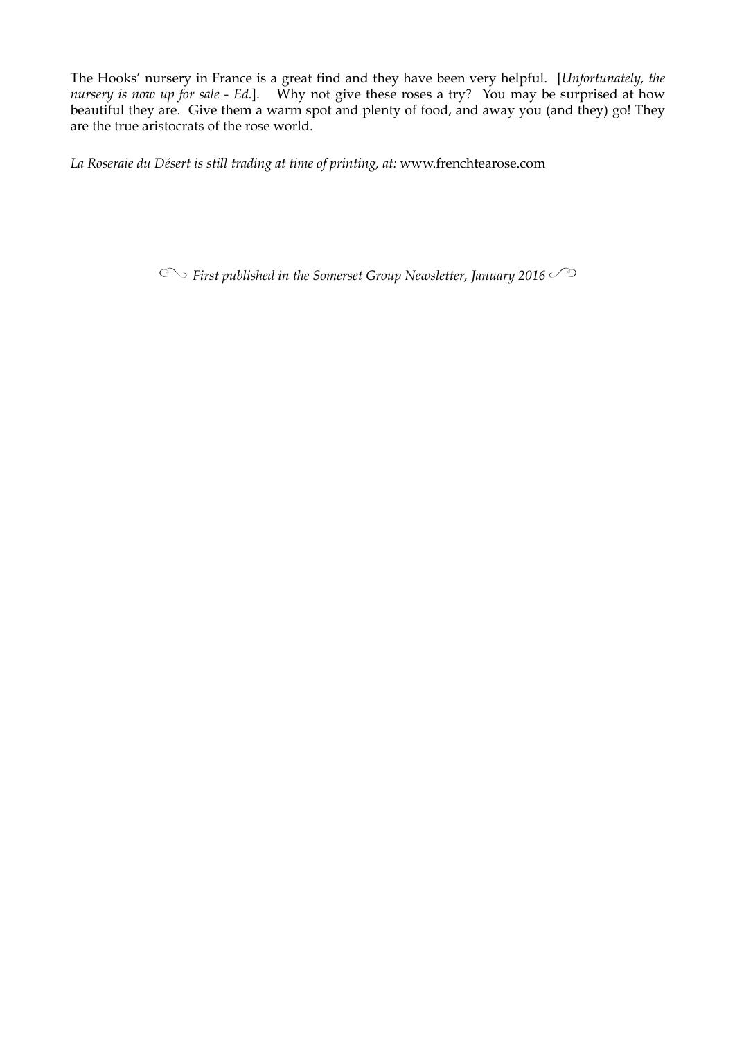The Hooks' nursery in France is a great find and they have been very helpful. [*Unfortunately, the nursery is now up for sale - Ed.*]. Why not give these roses a try? You may be surprised at how beautiful they are. Give them a warm spot and plenty of food, and away you (and they) go! They are the true aristocrats of the rose world.

*La Roseraie du Désert is still trading at time of printing, at:* www.frenchtearose.com

*First published in the Somerset Group Newsletter, January 2016*